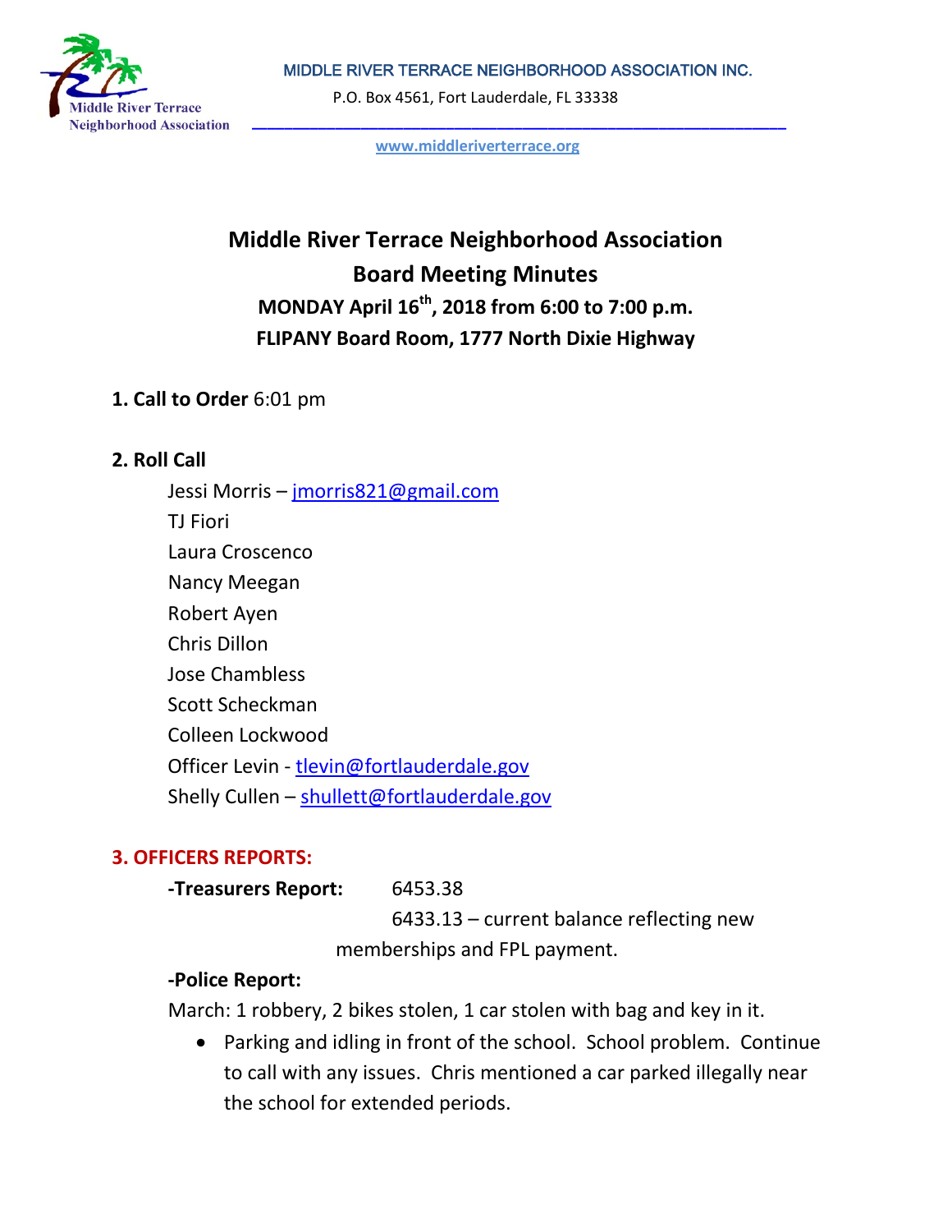MIDDLE RIVER TERRACE NEIGHBORHOOD ASSOCIATION INC.

P.O. Box 4561, Fort Lauderdale, FL 33338

www.middleriverterrace.org

# Middle River Terrace Neighborhood Association Board Meeting Minutes

## MONDAY April 16th, 2018 from 6:00 to 7:00 p.m.

## FLIPANY Board Room, 1777 North Dixie Highway

**1. Call to Order** 6:01 pm

**2. Roll Call**

Jessi Morris – jmorris821@gmail.com
TJ Fiori
Laura Croscenco
Nancy Meegan
Robert Ayen
Chris Dillon
Jose Chambless
Scott Scheckman
Colleen Lockwood
Officer Levin - tlevin@fortlauderdale.gov
Shelly Cullen – shullett@fortlauderdale.gov

**3. OFFICERS REPORTS:**

**-Treasurers Report:** 6453.38
6433.13 – current balance reflecting new memberships and FPL payment.

**-Police Report:**

March: 1 robbery, 2 bikes stolen, 1 car stolen with bag and key in it.

- Parking and idling in front of the school. School problem. Continue to call with any issues. Chris mentioned a car parked illegally near the school for extended periods.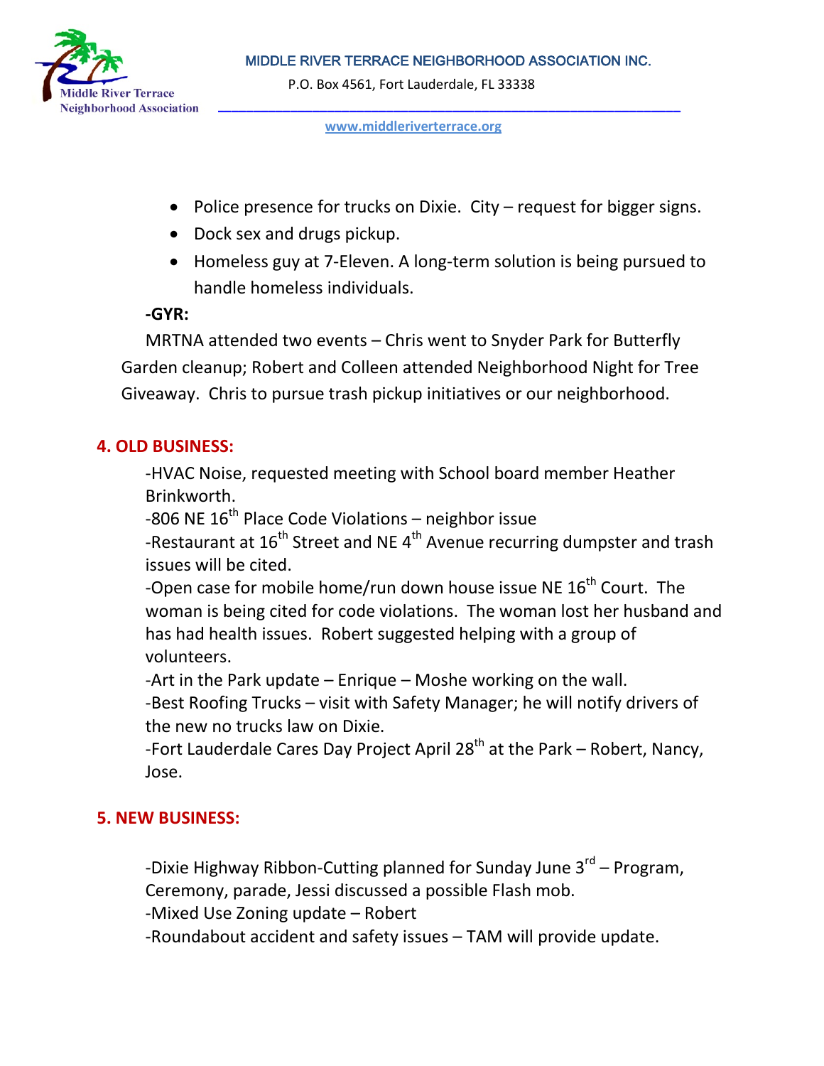- Police presence for trucks on Dixie. City – request for bigger signs.
- Dock sex and drugs pickup.
- Homeless guy at 7-Eleven. A long-term solution is being pursued to handle homeless individuals.

**-GYR:**

MRTNA attended two events – Chris went to Snyder Park for Butterfly Garden cleanup; Robert and Colleen attended Neighborhood Night for Tree Giveaway. Chris to pursue trash pickup initiatives or our neighborhood.

## 4. OLD BUSINESS:

-HVAC Noise, requested meeting with School board member Heather Brinkworth.

-806 NE 16th Place Code Violations – neighbor issue

-Restaurant at 16th Street and NE 4th Avenue recurring dumpster and trash issues will be cited.

-Open case for mobile home/run down house issue NE 16th Court. The woman is being cited for code violations. The woman lost her husband and has had health issues. Robert suggested helping with a group of volunteers.

-Art in the Park update – Enrique – Moshe working on the wall.

-Best Roofing Trucks – visit with Safety Manager; he will notify drivers of the new no trucks law on Dixie.

-Fort Lauderdale Cares Day Project April 28th at the Park – Robert, Nancy, Jose.

## 5. NEW BUSINESS:

-Dixie Highway Ribbon-Cutting planned for Sunday June 3rd – Program, Ceremony, parade, Jessi discussed a possible Flash mob.

-Mixed Use Zoning update – Robert

-Roundabout accident and safety issues – TAM will provide update.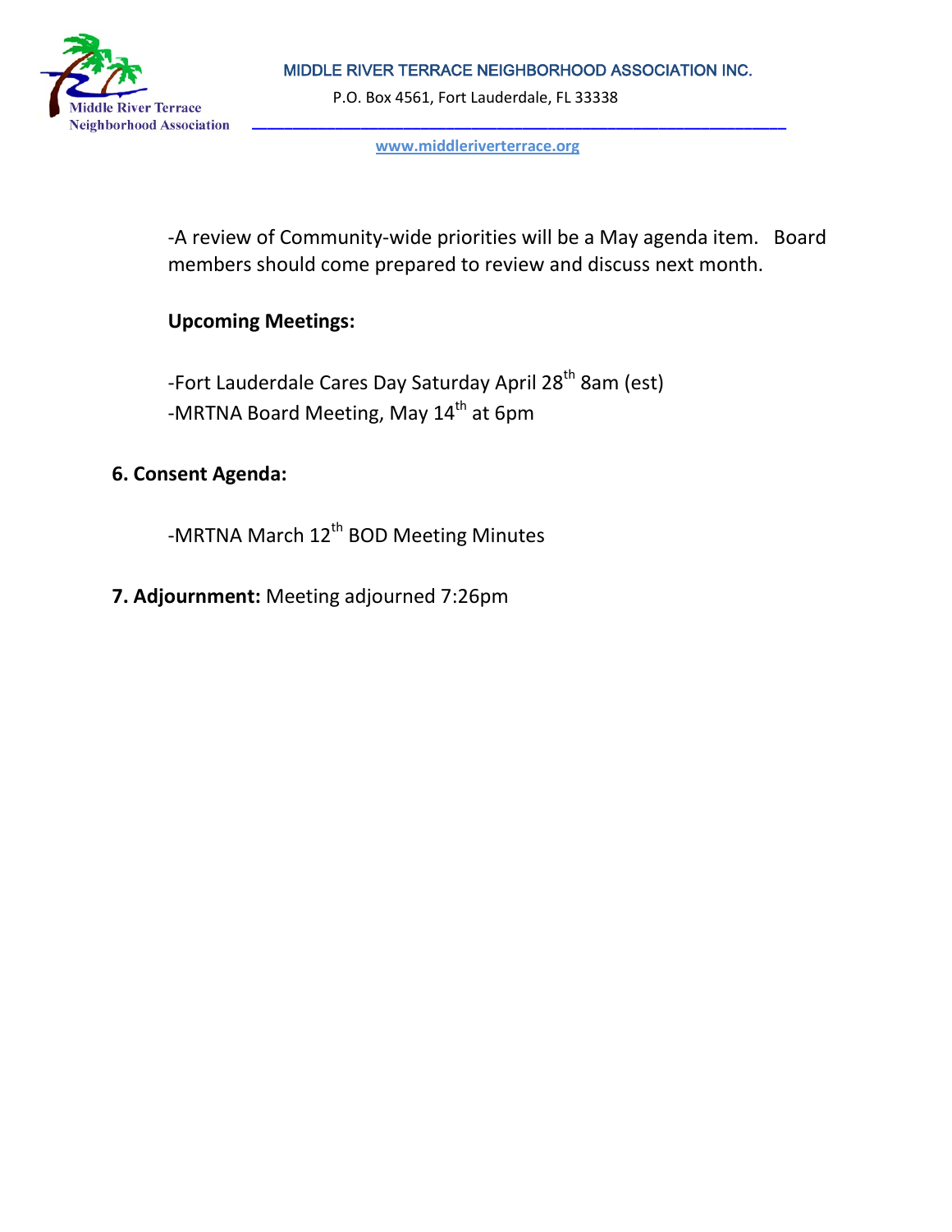-A review of Community-wide priorities will be a May agenda item. Board members should come prepared to review and discuss next month.

**Upcoming Meetings:**

-Fort Lauderdale Cares Day Saturday April 28th 8am (est)
-MRTNA Board Meeting, May 14th at 6pm

**6. Consent Agenda:**

-MRTNA March 12th BOD Meeting Minutes

**7. Adjournment:** Meeting adjourned 7:26pm